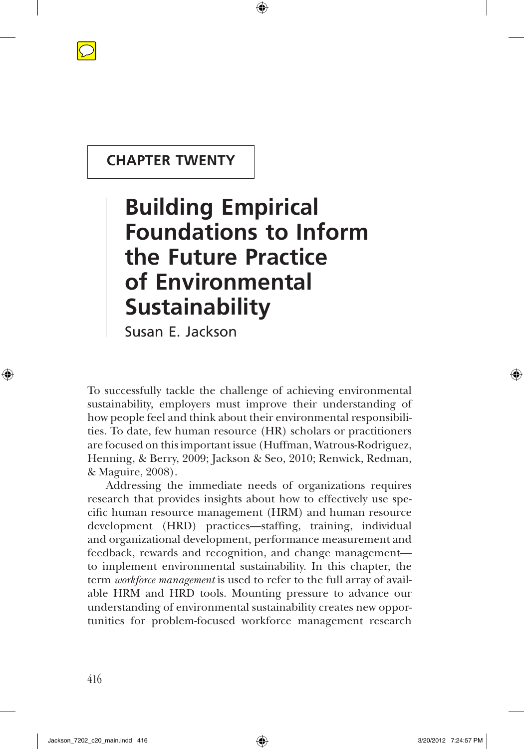CHAPTER TWENTY

# Building Empirical Foundations to Inform the Future Practice of Environmental Sustainability

Susan E. Jackson

To successfully tackle the challenge of achieving environmental sustainability, employers must improve their understanding of how people feel and think about their environmental responsibilities. To date, few human resource (HR) scholars or practitioners are focused on this important issue (Huffman, Watrous-Rodriguez, Henning, & Berry, 2009; Jackson & Seo, 2010; Renwick, Redman, & Maguire, 2008).

Addressing the immediate needs of organizations requires research that provides insights about how to effectively use specific human resource management (HRM) and human resource development (HRD) practices—staffing, training, individual and organizational development, performance measurement and feedback, rewards and recognition, and change management—to implement environmental sustainability. In this chapter, the term *workforce management* is used to refer to the full array of available HRM and HRD tools. Mounting pressure to advance our understanding of environmental sustainability creates new opportunities for problem-focused workforce management research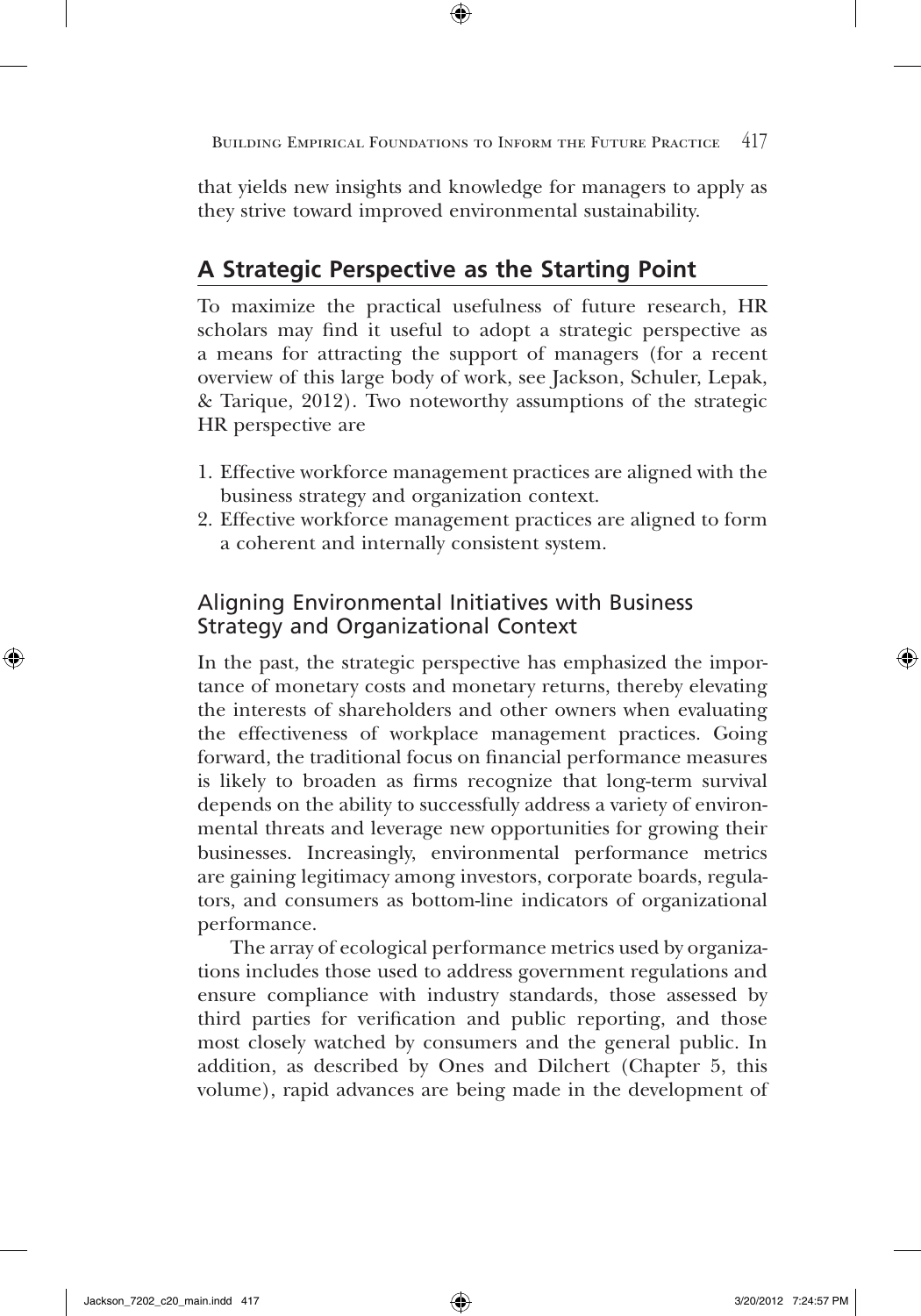that yields new insights and knowledge for managers to apply as they strive toward improved environmental sustainability.

## A Strategic Perspective as the Starting Point

To maximize the practical usefulness of future research, HR scholars may find it useful to adopt a strategic perspective as a means for attracting the support of managers (for a recent overview of this large body of work, see Jackson, Schuler, Lepak, & Tarique, 2012). Two noteworthy assumptions of the strategic HR perspective are

1. Effective workforce management practices are aligned with the business strategy and organization context.
2. Effective workforce management practices are aligned to form a coherent and internally consistent system.

### Aligning Environmental Initiatives with Business Strategy and Organizational Context

In the past, the strategic perspective has emphasized the importance of monetary costs and monetary returns, thereby elevating the interests of shareholders and other owners when evaluating the effectiveness of workplace management practices. Going forward, the traditional focus on financial performance measures is likely to broaden as firms recognize that long-term survival depends on the ability to successfully address a variety of environmental threats and leverage new opportunities for growing their businesses. Increasingly, environmental performance metrics are gaining legitimacy among investors, corporate boards, regulators, and consumers as bottom-line indicators of organizational performance.

The array of ecological performance metrics used by organizations includes those used to address government regulations and ensure compliance with industry standards, those assessed by third parties for verification and public reporting, and those most closely watched by consumers and the general public. In addition, as described by Ones and Dilchert (Chapter 5, this volume), rapid advances are being made in the development of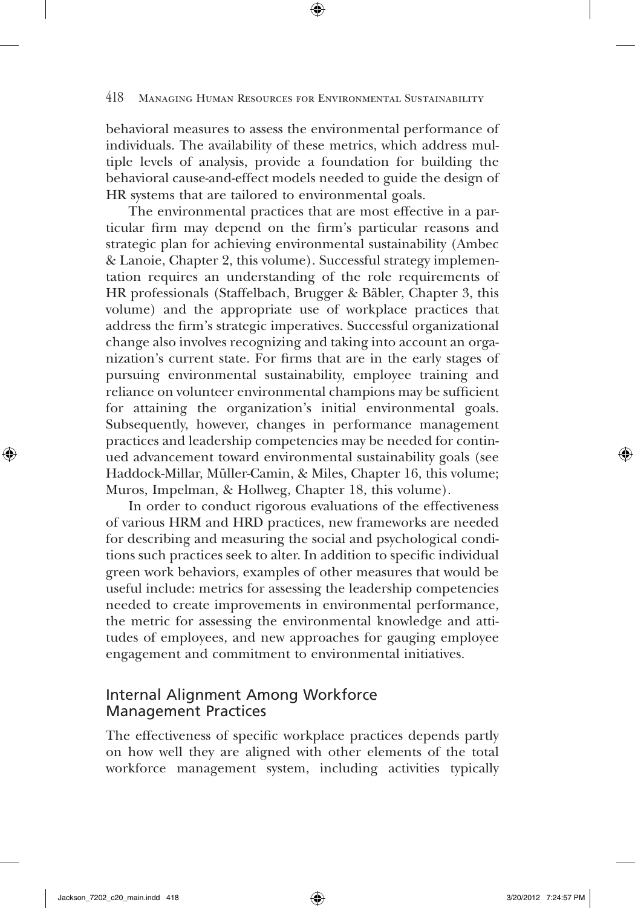behavioral measures to assess the environmental performance of individuals. The availability of these metrics, which address multiple levels of analysis, provide a foundation for building the behavioral cause-and-effect models needed to guide the design of HR systems that are tailored to environmental goals.

The environmental practices that are most effective in a particular firm may depend on the firm's particular reasons and strategic plan for achieving environmental sustainability (Ambec & Lanoie, Chapter 2, this volume). Successful strategy implementation requires an understanding of the role requirements of HR professionals (Staffelbach, Brugger & Bäbler, Chapter 3, this volume) and the appropriate use of workplace practices that address the firm's strategic imperatives. Successful organizational change also involves recognizing and taking into account an organization's current state. For firms that are in the early stages of pursuing environmental sustainability, employee training and reliance on volunteer environmental champions may be sufficient for attaining the organization's initial environmental goals. Subsequently, however, changes in performance management practices and leadership competencies may be needed for continued advancement toward environmental sustainability goals (see Haddock-Millar, Müller-Camin, & Miles, Chapter 16, this volume; Muros, Impelman, & Hollweg, Chapter 18, this volume).

In order to conduct rigorous evaluations of the effectiveness of various HRM and HRD practices, new frameworks are needed for describing and measuring the social and psychological conditions such practices seek to alter. In addition to specific individual green work behaviors, examples of other measures that would be useful include: metrics for assessing the leadership competencies needed to create improvements in environmental performance, the metric for assessing the environmental knowledge and attitudes of employees, and new approaches for gauging employee engagement and commitment to environmental initiatives.

## Internal Alignment Among Workforce Management Practices

The effectiveness of specific workplace practices depends partly on how well they are aligned with other elements of the total workforce management system, including activities typically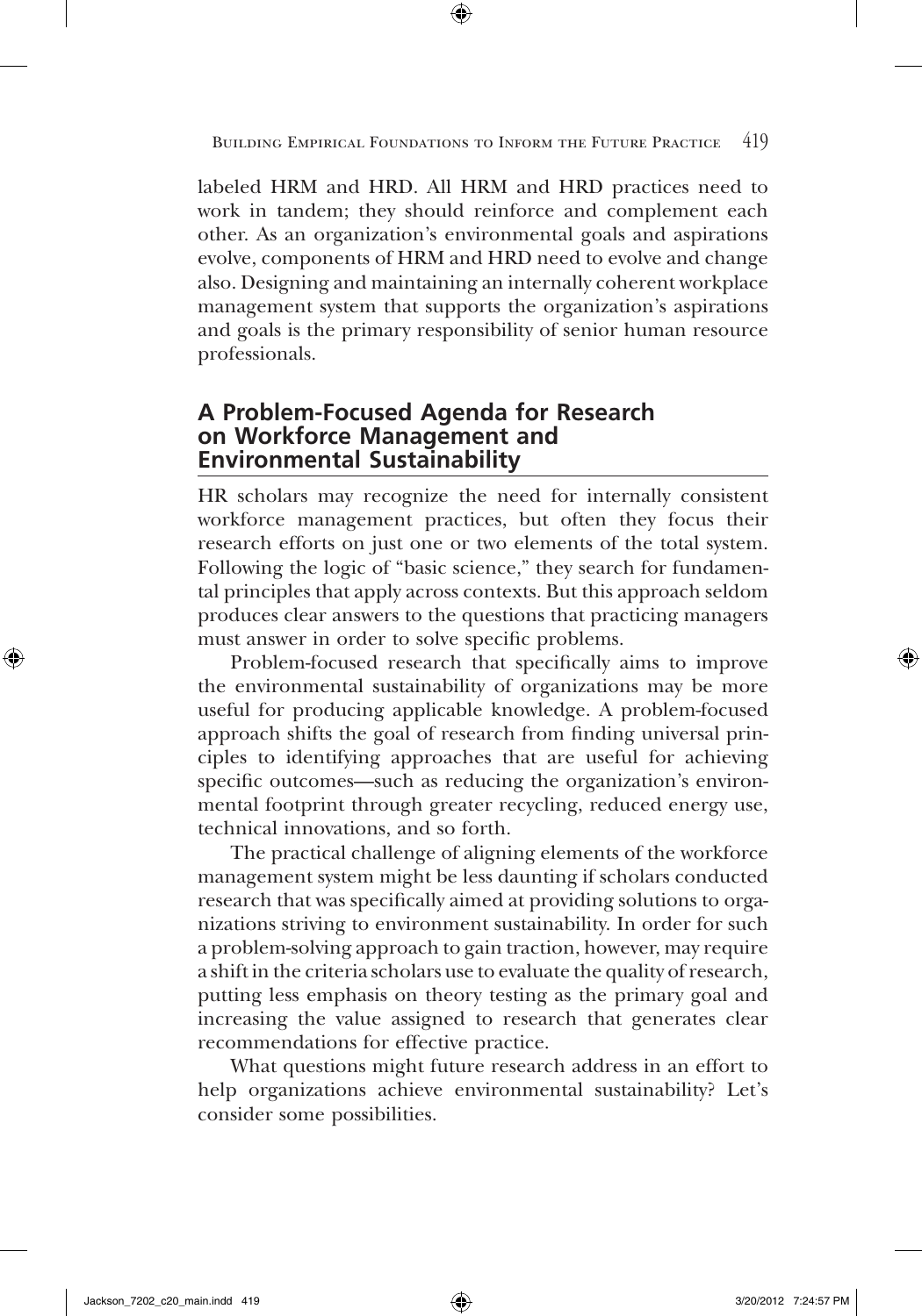labeled HRM and HRD. All HRM and HRD practices need to work in tandem; they should reinforce and complement each other. As an organization's environmental goals and aspirations evolve, components of HRM and HRD need to evolve and change also. Designing and maintaining an internally coherent workplace management system that supports the organization's aspirations and goals is the primary responsibility of senior human resource professionals.

## A Problem-Focused Agenda for Research on Workforce Management and Environmental Sustainability

HR scholars may recognize the need for internally consistent workforce management practices, but often they focus their research efforts on just one or two elements of the total system. Following the logic of "basic science," they search for fundamental principles that apply across contexts. But this approach seldom produces clear answers to the questions that practicing managers must answer in order to solve specific problems.

Problem-focused research that specifically aims to improve the environmental sustainability of organizations may be more useful for producing applicable knowledge. A problem-focused approach shifts the goal of research from finding universal principles to identifying approaches that are useful for achieving specific outcomes—such as reducing the organization's environmental footprint through greater recycling, reduced energy use, technical innovations, and so forth.

The practical challenge of aligning elements of the workforce management system might be less daunting if scholars conducted research that was specifically aimed at providing solutions to organizations striving to environment sustainability. In order for such a problem-solving approach to gain traction, however, may require a shift in the criteria scholars use to evaluate the quality of research, putting less emphasis on theory testing as the primary goal and increasing the value assigned to research that generates clear recommendations for effective practice.

What questions might future research address in an effort to help organizations achieve environmental sustainability? Let's consider some possibilities.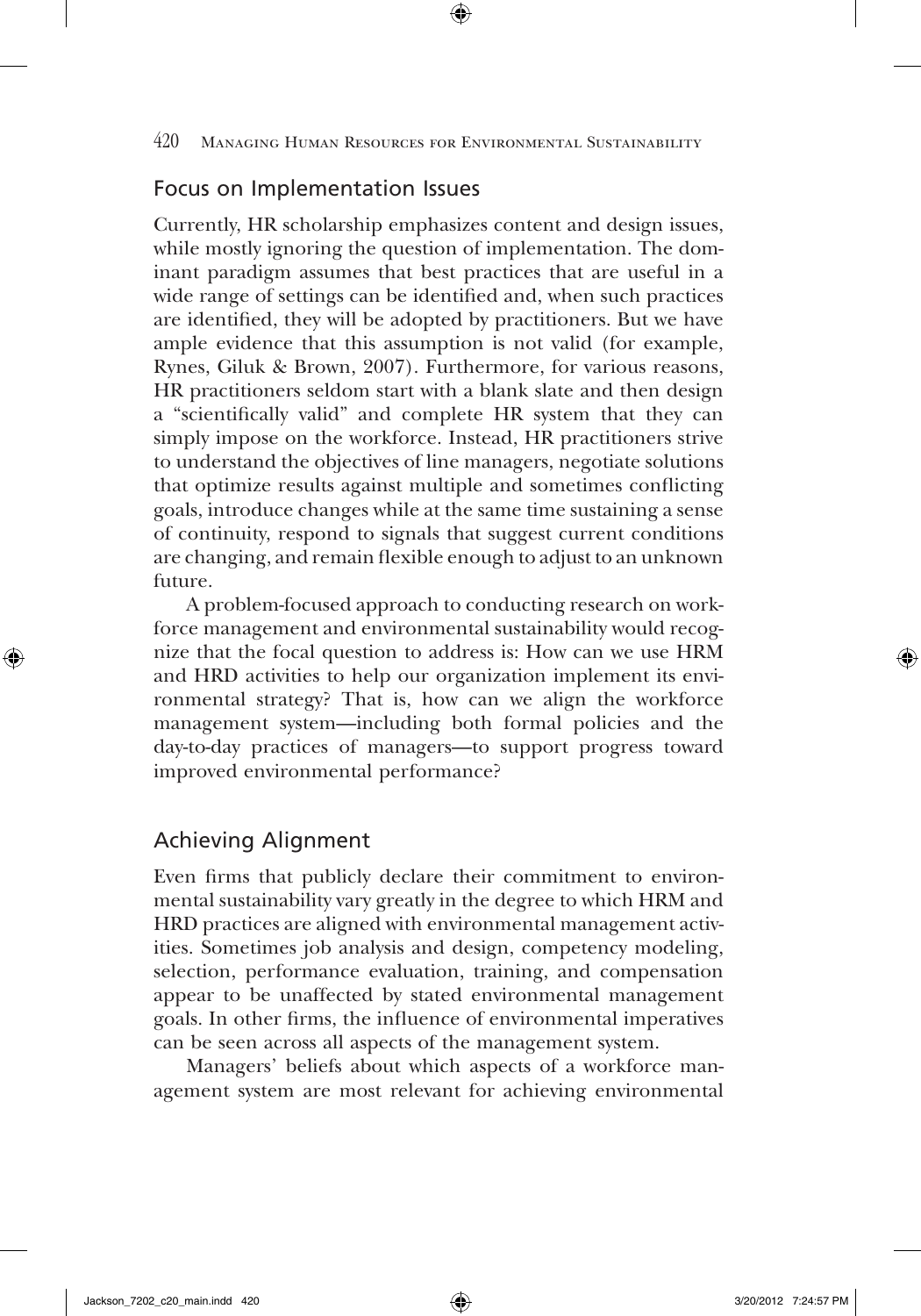## Focus on Implementation Issues

Currently, HR scholarship emphasizes content and design issues, while mostly ignoring the question of implementation. The dominant paradigm assumes that best practices that are useful in a wide range of settings can be identified and, when such practices are identified, they will be adopted by practitioners. But we have ample evidence that this assumption is not valid (for example, Rynes, Giluk & Brown, 2007). Furthermore, for various reasons, HR practitioners seldom start with a blank slate and then design a "scientifically valid" and complete HR system that they can simply impose on the workforce. Instead, HR practitioners strive to understand the objectives of line managers, negotiate solutions that optimize results against multiple and sometimes conflicting goals, introduce changes while at the same time sustaining a sense of continuity, respond to signals that suggest current conditions are changing, and remain flexible enough to adjust to an unknown future.

A problem-focused approach to conducting research on workforce management and environmental sustainability would recognize that the focal question to address is: How can we use HRM and HRD activities to help our organization implement its environmental strategy? That is, how can we align the workforce management system—including both formal policies and the day-to-day practices of managers—to support progress toward improved environmental performance?

## Achieving Alignment

Even firms that publicly declare their commitment to environmental sustainability vary greatly in the degree to which HRM and HRD practices are aligned with environmental management activities. Sometimes job analysis and design, competency modeling, selection, performance evaluation, training, and compensation appear to be unaffected by stated environmental management goals. In other firms, the influence of environmental imperatives can be seen across all aspects of the management system.

Managers' beliefs about which aspects of a workforce management system are most relevant for achieving environmental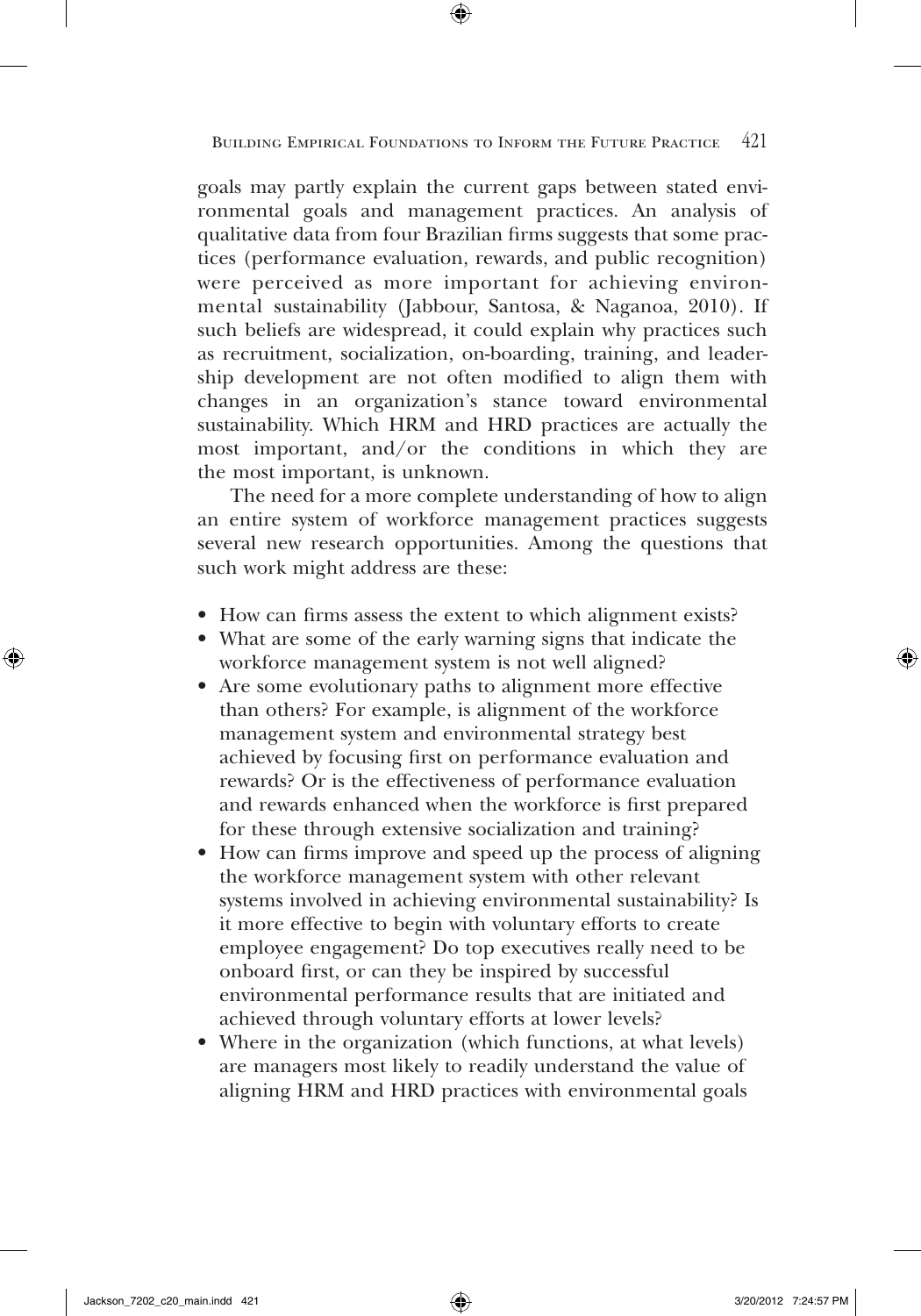goals may partly explain the current gaps between stated environmental goals and management practices. An analysis of qualitative data from four Brazilian firms suggests that some practices (performance evaluation, rewards, and public recognition) were perceived as more important for achieving environmental sustainability (Jabbour, Santosa, & Naganoa, 2010). If such beliefs are widespread, it could explain why practices such as recruitment, socialization, on-boarding, training, and leadership development are not often modified to align them with changes in an organization's stance toward environmental sustainability. Which HRM and HRD practices are actually the most important, and/or the conditions in which they are the most important, is unknown.

The need for a more complete understanding of how to align an entire system of workforce management practices suggests several new research opportunities. Among the questions that such work might address are these:

- How can firms assess the extent to which alignment exists?
- What are some of the early warning signs that indicate the workforce management system is not well aligned?
- Are some evolutionary paths to alignment more effective than others? For example, is alignment of the workforce management system and environmental strategy best achieved by focusing first on performance evaluation and rewards? Or is the effectiveness of performance evaluation and rewards enhanced when the workforce is first prepared for these through extensive socialization and training?
- How can firms improve and speed up the process of aligning the workforce management system with other relevant systems involved in achieving environmental sustainability? Is it more effective to begin with voluntary efforts to create employee engagement? Do top executives really need to be onboard first, or can they be inspired by successful environmental performance results that are initiated and achieved through voluntary efforts at lower levels?
- Where in the organization (which functions, at what levels) are managers most likely to readily understand the value of aligning HRM and HRD practices with environmental goals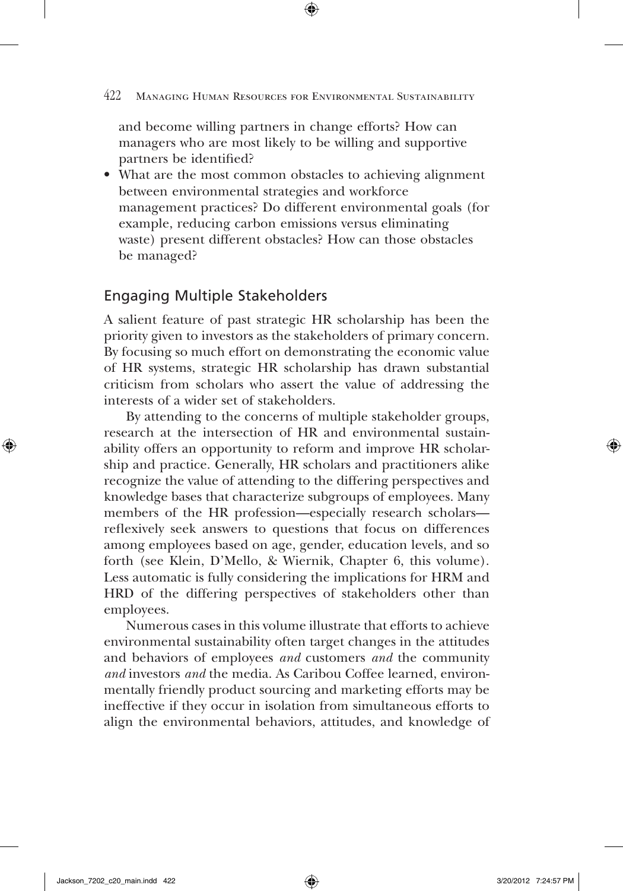and become willing partners in change efforts? How can managers who are most likely to be willing and supportive partners be identified?

- What are the most common obstacles to achieving alignment between environmental strategies and workforce management practices? Do different environmental goals (for example, reducing carbon emissions versus eliminating waste) present different obstacles? How can those obstacles be managed?

## Engaging Multiple Stakeholders

A salient feature of past strategic HR scholarship has been the priority given to investors as the stakeholders of primary concern. By focusing so much effort on demonstrating the economic value of HR systems, strategic HR scholarship has drawn substantial criticism from scholars who assert the value of addressing the interests of a wider set of stakeholders.

By attending to the concerns of multiple stakeholder groups, research at the intersection of HR and environmental sustainability offers an opportunity to reform and improve HR scholarship and practice. Generally, HR scholars and practitioners alike recognize the value of attending to the differing perspectives and knowledge bases that characterize subgroups of employees. Many members of the HR profession—especially research scholars—reflexively seek answers to questions that focus on differences among employees based on age, gender, education levels, and so forth (see Klein, D'Mello, & Wiernik, Chapter 6, this volume). Less automatic is fully considering the implications for HRM and HRD of the differing perspectives of stakeholders other than employees.

Numerous cases in this volume illustrate that efforts to achieve environmental sustainability often target changes in the attitudes and behaviors of employees *and* customers *and* the community *and* investors *and* the media. As Caribou Coffee learned, environmentally friendly product sourcing and marketing efforts may be ineffective if they occur in isolation from simultaneous efforts to align the environmental behaviors, attitudes, and knowledge of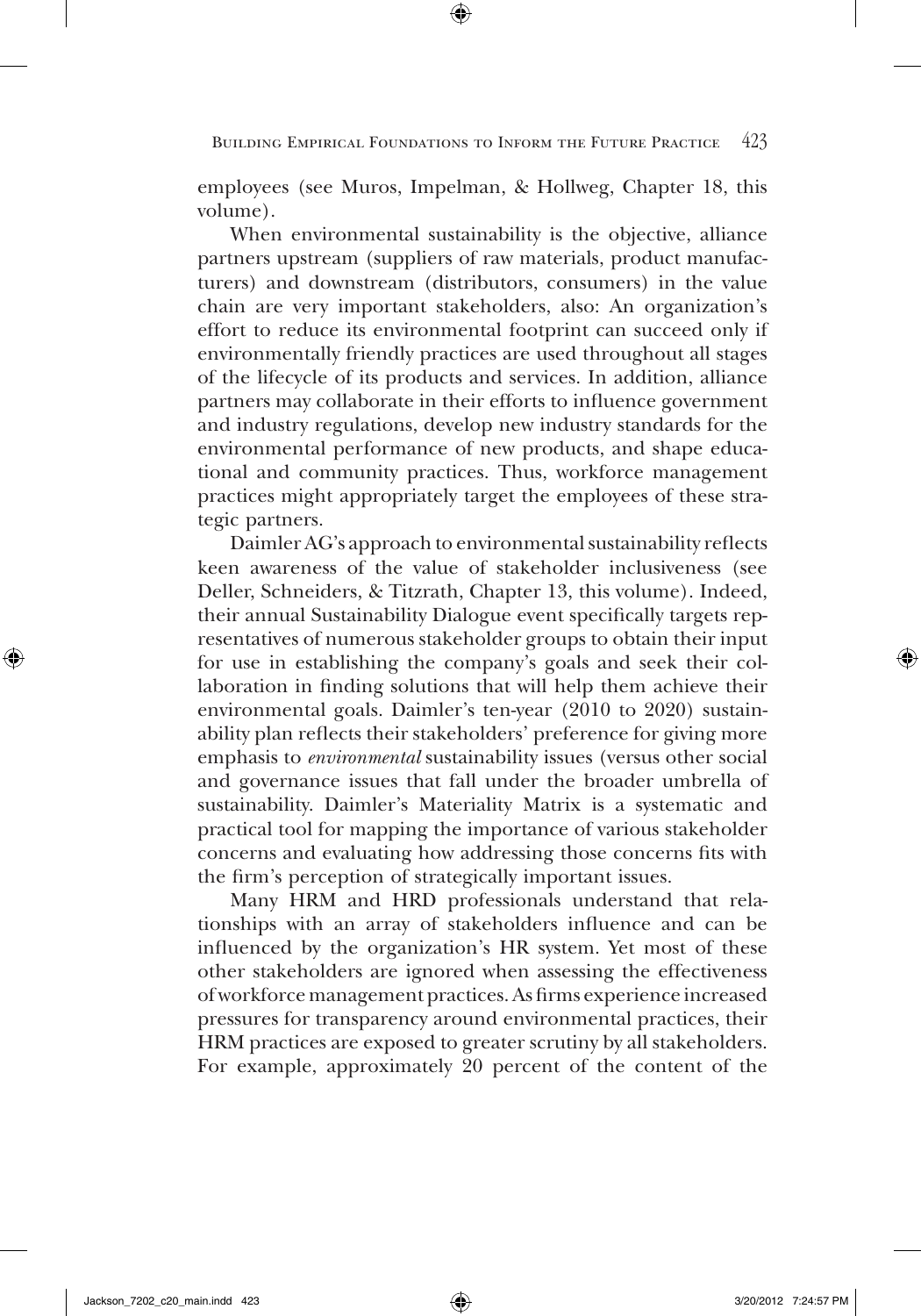employees (see Muros, Impelman, & Hollweg, Chapter 18, this volume).

When environmental sustainability is the objective, alliance partners upstream (suppliers of raw materials, product manufacturers) and downstream (distributors, consumers) in the value chain are very important stakeholders, also: An organization's effort to reduce its environmental footprint can succeed only if environmentally friendly practices are used throughout all stages of the lifecycle of its products and services. In addition, alliance partners may collaborate in their efforts to influence government and industry regulations, develop new industry standards for the environmental performance of new products, and shape educational and community practices. Thus, workforce management practices might appropriately target the employees of these strategic partners.

Daimler AG's approach to environmental sustainability reflects keen awareness of the value of stakeholder inclusiveness (see Deller, Schneiders, & Titzrath, Chapter 13, this volume). Indeed, their annual Sustainability Dialogue event specifically targets representatives of numerous stakeholder groups to obtain their input for use in establishing the company's goals and seek their collaboration in finding solutions that will help them achieve their environmental goals. Daimler's ten-year (2010 to 2020) sustainability plan reflects their stakeholders' preference for giving more emphasis to *environmental* sustainability issues (versus other social and governance issues that fall under the broader umbrella of sustainability. Daimler's Materiality Matrix is a systematic and practical tool for mapping the importance of various stakeholder concerns and evaluating how addressing those concerns fits with the firm's perception of strategically important issues.

Many HRM and HRD professionals understand that relationships with an array of stakeholders influence and can be influenced by the organization's HR system. Yet most of these other stakeholders are ignored when assessing the effectiveness of workforce management practices. As firms experience increased pressures for transparency around environmental practices, their HRM practices are exposed to greater scrutiny by all stakeholders. For example, approximately 20 percent of the content of the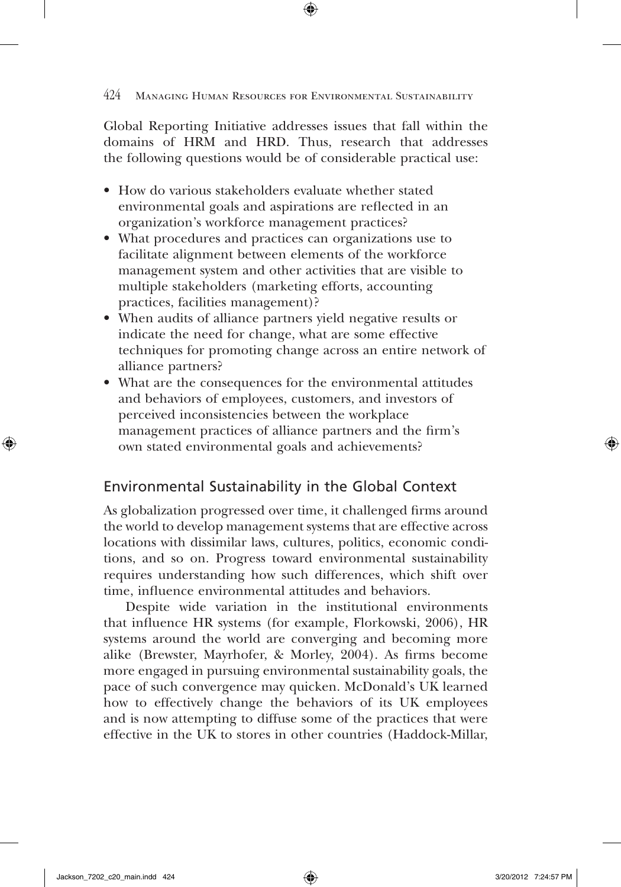Global Reporting Initiative addresses issues that fall within the domains of HRM and HRD. Thus, research that addresses the following questions would be of considerable practical use:

- How do various stakeholders evaluate whether stated environmental goals and aspirations are reflected in an organization's workforce management practices?
- What procedures and practices can organizations use to facilitate alignment between elements of the workforce management system and other activities that are visible to multiple stakeholders (marketing efforts, accounting practices, facilities management)?
- When audits of alliance partners yield negative results or indicate the need for change, what are some effective techniques for promoting change across an entire network of alliance partners?
- What are the consequences for the environmental attitudes and behaviors of employees, customers, and investors of perceived inconsistencies between the workplace management practices of alliance partners and the firm's own stated environmental goals and achievements?

## Environmental Sustainability in the Global Context

As globalization progressed over time, it challenged firms around the world to develop management systems that are effective across locations with dissimilar laws, cultures, politics, economic conditions, and so on. Progress toward environmental sustainability requires understanding how such differences, which shift over time, influence environmental attitudes and behaviors.

Despite wide variation in the institutional environments that influence HR systems (for example, Florkowski, 2006), HR systems around the world are converging and becoming more alike (Brewster, Mayrhofer, & Morley, 2004). As firms become more engaged in pursuing environmental sustainability goals, the pace of such convergence may quicken. McDonald's UK learned how to effectively change the behaviors of its UK employees and is now attempting to diffuse some of the practices that were effective in the UK to stores in other countries (Haddock-Millar,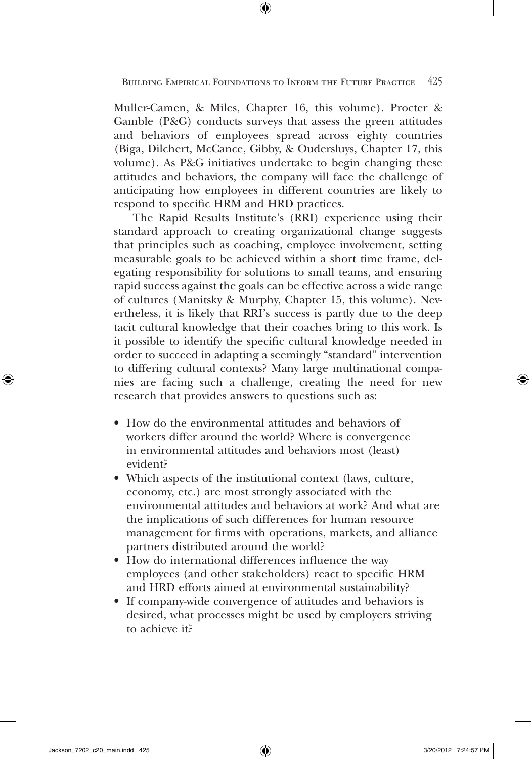Muller-Camen, & Miles, Chapter 16, this volume). Procter & Gamble (P&G) conducts surveys that assess the green attitudes and behaviors of employees spread across eighty countries (Biga, Dilchert, McCance, Gibby, & Oudersluys, Chapter 17, this volume). As P&G initiatives undertake to begin changing these attitudes and behaviors, the company will face the challenge of anticipating how employees in different countries are likely to respond to specific HRM and HRD practices.

The Rapid Results Institute's (RRI) experience using their standard approach to creating organizational change suggests that principles such as coaching, employee involvement, setting measurable goals to be achieved within a short time frame, delegating responsibility for solutions to small teams, and ensuring rapid success against the goals can be effective across a wide range of cultures (Manitsky & Murphy, Chapter 15, this volume). Nevertheless, it is likely that RRI's success is partly due to the deep tacit cultural knowledge that their coaches bring to this work. Is it possible to identify the specific cultural knowledge needed in order to succeed in adapting a seemingly "standard" intervention to differing cultural contexts? Many large multinational companies are facing such a challenge, creating the need for new research that provides answers to questions such as:

- How do the environmental attitudes and behaviors of workers differ around the world? Where is convergence in environmental attitudes and behaviors most (least) evident?
- Which aspects of the institutional context (laws, culture, economy, etc.) are most strongly associated with the environmental attitudes and behaviors at work? And what are the implications of such differences for human resource management for firms with operations, markets, and alliance partners distributed around the world?
- How do international differences influence the way employees (and other stakeholders) react to specific HRM and HRD efforts aimed at environmental sustainability?
- If company-wide convergence of attitudes and behaviors is desired, what processes might be used by employers striving to achieve it?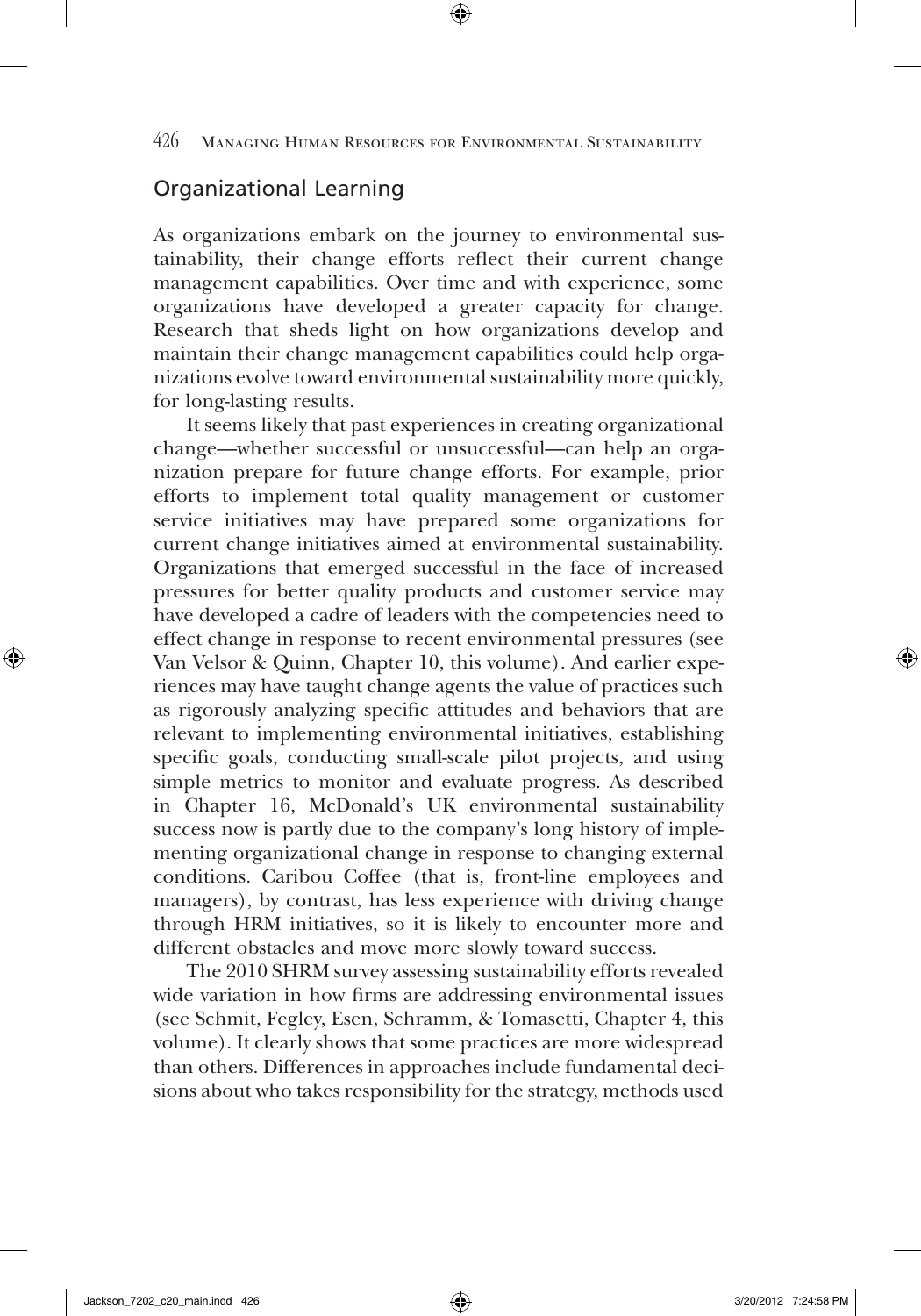## Organizational Learning

As organizations embark on the journey to environmental sustainability, their change efforts reflect their current change management capabilities. Over time and with experience, some organizations have developed a greater capacity for change. Research that sheds light on how organizations develop and maintain their change management capabilities could help organizations evolve toward environmental sustainability more quickly, for long-lasting results.

It seems likely that past experiences in creating organizational change—whether successful or unsuccessful—can help an organization prepare for future change efforts. For example, prior efforts to implement total quality management or customer service initiatives may have prepared some organizations for current change initiatives aimed at environmental sustainability. Organizations that emerged successful in the face of increased pressures for better quality products and customer service may have developed a cadre of leaders with the competencies need to effect change in response to recent environmental pressures (see Van Velsor & Quinn, Chapter 10, this volume). And earlier experiences may have taught change agents the value of practices such as rigorously analyzing specific attitudes and behaviors that are relevant to implementing environmental initiatives, establishing specific goals, conducting small-scale pilot projects, and using simple metrics to monitor and evaluate progress. As described in Chapter 16, McDonald's UK environmental sustainability success now is partly due to the company's long history of implementing organizational change in response to changing external conditions. Caribou Coffee (that is, front-line employees and managers), by contrast, has less experience with driving change through HRM initiatives, so it is likely to encounter more and different obstacles and move more slowly toward success.

The 2010 SHRM survey assessing sustainability efforts revealed wide variation in how firms are addressing environmental issues (see Schmit, Fegley, Esen, Schramm, & Tomasetti, Chapter 4, this volume). It clearly shows that some practices are more widespread than others. Differences in approaches include fundamental decisions about who takes responsibility for the strategy, methods used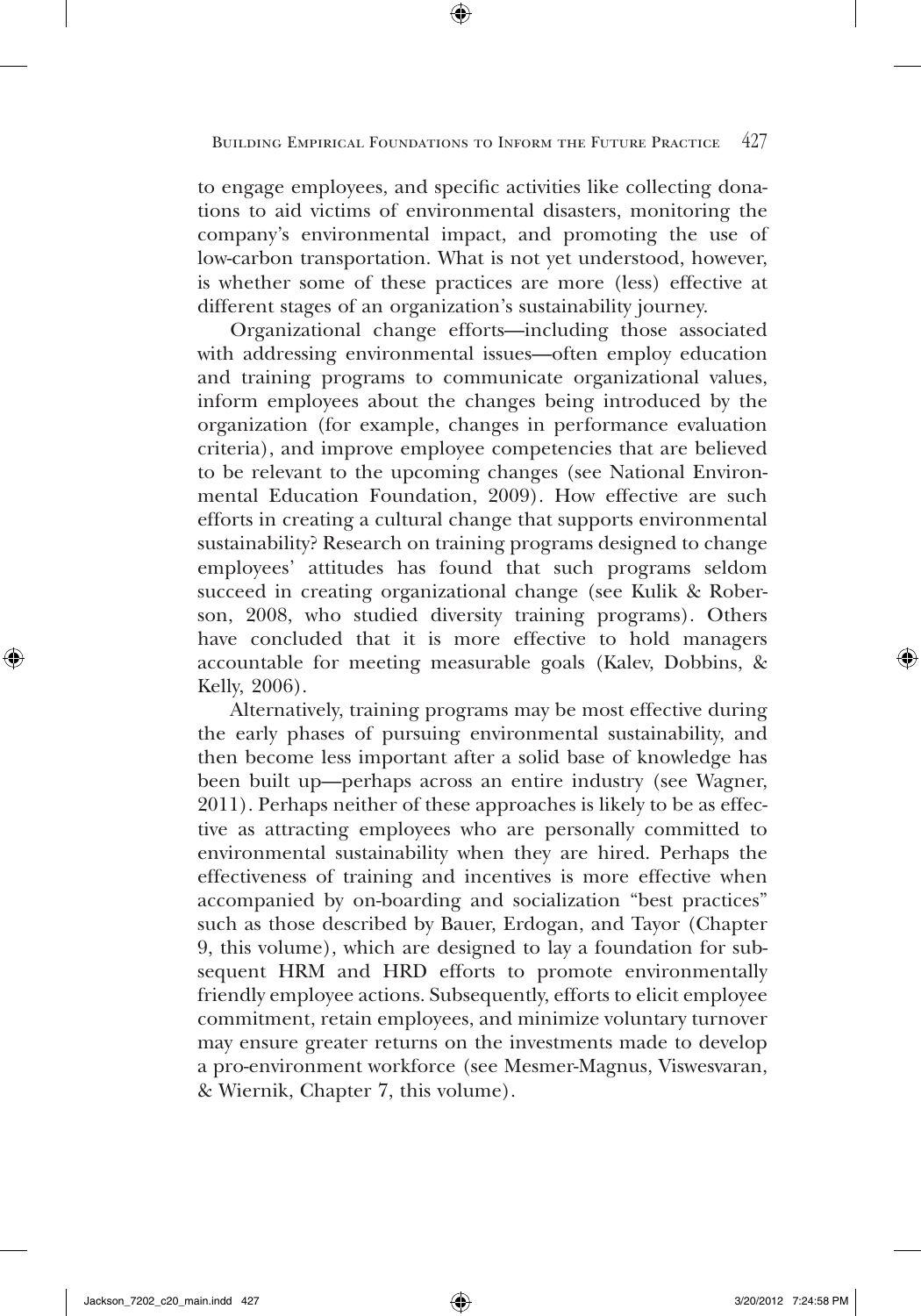to engage employees, and specific activities like collecting donations to aid victims of environmental disasters, monitoring the company's environmental impact, and promoting the use of low-carbon transportation. What is not yet understood, however, is whether some of these practices are more (less) effective at different stages of an organization's sustainability journey.

Organizational change efforts—including those associated with addressing environmental issues—often employ education and training programs to communicate organizational values, inform employees about the changes being introduced by the organization (for example, changes in performance evaluation criteria), and improve employee competencies that are believed to be relevant to the upcoming changes (see National Environmental Education Foundation, 2009). How effective are such efforts in creating a cultural change that supports environmental sustainability? Research on training programs designed to change employees' attitudes has found that such programs seldom succeed in creating organizational change (see Kulik & Roberson, 2008, who studied diversity training programs). Others have concluded that it is more effective to hold managers accountable for meeting measurable goals (Kalev, Dobbins, & Kelly, 2006).

Alternatively, training programs may be most effective during the early phases of pursuing environmental sustainability, and then become less important after a solid base of knowledge has been built up—perhaps across an entire industry (see Wagner, 2011). Perhaps neither of these approaches is likely to be as effective as attracting employees who are personally committed to environmental sustainability when they are hired. Perhaps the effectiveness of training and incentives is more effective when accompanied by on-boarding and socialization "best practices" such as those described by Bauer, Erdogan, and Tayor (Chapter 9, this volume), which are designed to lay a foundation for subsequent HRM and HRD efforts to promote environmentally friendly employee actions. Subsequently, efforts to elicit employee commitment, retain employees, and minimize voluntary turnover may ensure greater returns on the investments made to develop a pro-environment workforce (see Mesmer-Magnus, Viswesvaran, & Wiernik, Chapter 7, this volume).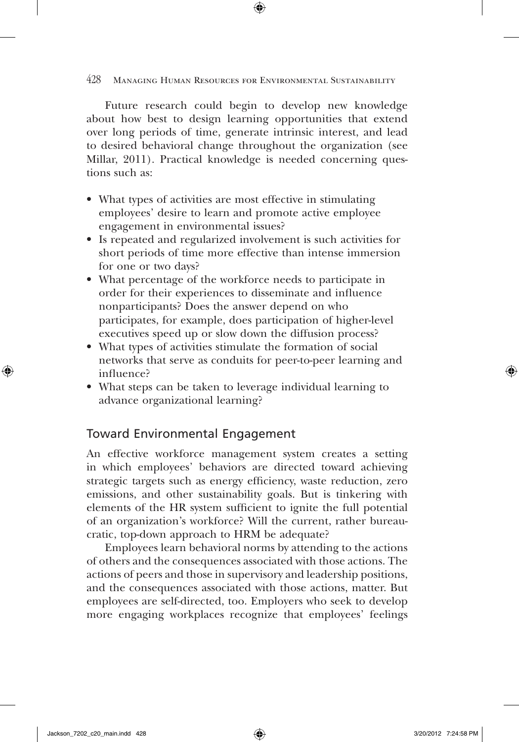Future research could begin to develop new knowledge about how best to design learning opportunities that extend over long periods of time, generate intrinsic interest, and lead to desired behavioral change throughout the organization (see Millar, 2011). Practical knowledge is needed concerning questions such as:

- What types of activities are most effective in stimulating employees' desire to learn and promote active employee engagement in environmental issues?
- Is repeated and regularized involvement is such activities for short periods of time more effective than intense immersion for one or two days?
- What percentage of the workforce needs to participate in order for their experiences to disseminate and influence nonparticipants? Does the answer depend on who participates, for example, does participation of higher-level executives speed up or slow down the diffusion process?
- What types of activities stimulate the formation of social networks that serve as conduits for peer-to-peer learning and influence?
- What steps can be taken to leverage individual learning to advance organizational learning?

## Toward Environmental Engagement

An effective workforce management system creates a setting in which employees' behaviors are directed toward achieving strategic targets such as energy efficiency, waste reduction, zero emissions, and other sustainability goals. But is tinkering with elements of the HR system sufficient to ignite the full potential of an organization's workforce? Will the current, rather bureaucratic, top-down approach to HRM be adequate?

Employees learn behavioral norms by attending to the actions of others and the consequences associated with those actions. The actions of peers and those in supervisory and leadership positions, and the consequences associated with those actions, matter. But employees are self-directed, too. Employers who seek to develop more engaging workplaces recognize that employees' feelings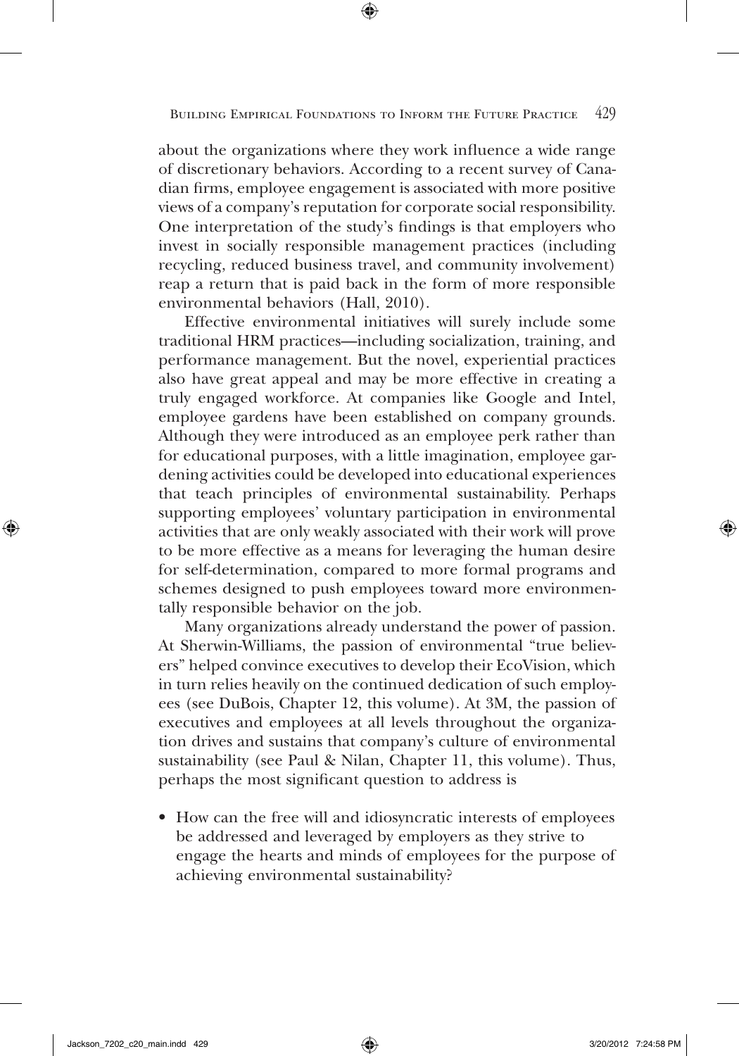about the organizations where they work influence a wide range of discretionary behaviors. According to a recent survey of Canadian firms, employee engagement is associated with more positive views of a company's reputation for corporate social responsibility. One interpretation of the study's findings is that employers who invest in socially responsible management practices (including recycling, reduced business travel, and community involvement) reap a return that is paid back in the form of more responsible environmental behaviors (Hall, 2010).

Effective environmental initiatives will surely include some traditional HRM practices—including socialization, training, and performance management. But the novel, experiential practices also have great appeal and may be more effective in creating a truly engaged workforce. At companies like Google and Intel, employee gardens have been established on company grounds. Although they were introduced as an employee perk rather than for educational purposes, with a little imagination, employee gardening activities could be developed into educational experiences that teach principles of environmental sustainability. Perhaps supporting employees' voluntary participation in environmental activities that are only weakly associated with their work will prove to be more effective as a means for leveraging the human desire for self-determination, compared to more formal programs and schemes designed to push employees toward more environmentally responsible behavior on the job.

Many organizations already understand the power of passion. At Sherwin-Williams, the passion of environmental "true believers" helped convince executives to develop their EcoVision, which in turn relies heavily on the continued dedication of such employees (see DuBois, Chapter 12, this volume). At 3M, the passion of executives and employees at all levels throughout the organization drives and sustains that company's culture of environmental sustainability (see Paul & Nilan, Chapter 11, this volume). Thus, perhaps the most significant question to address is

- How can the free will and idiosyncratic interests of employees be addressed and leveraged by employers as they strive to engage the hearts and minds of employees for the purpose of achieving environmental sustainability?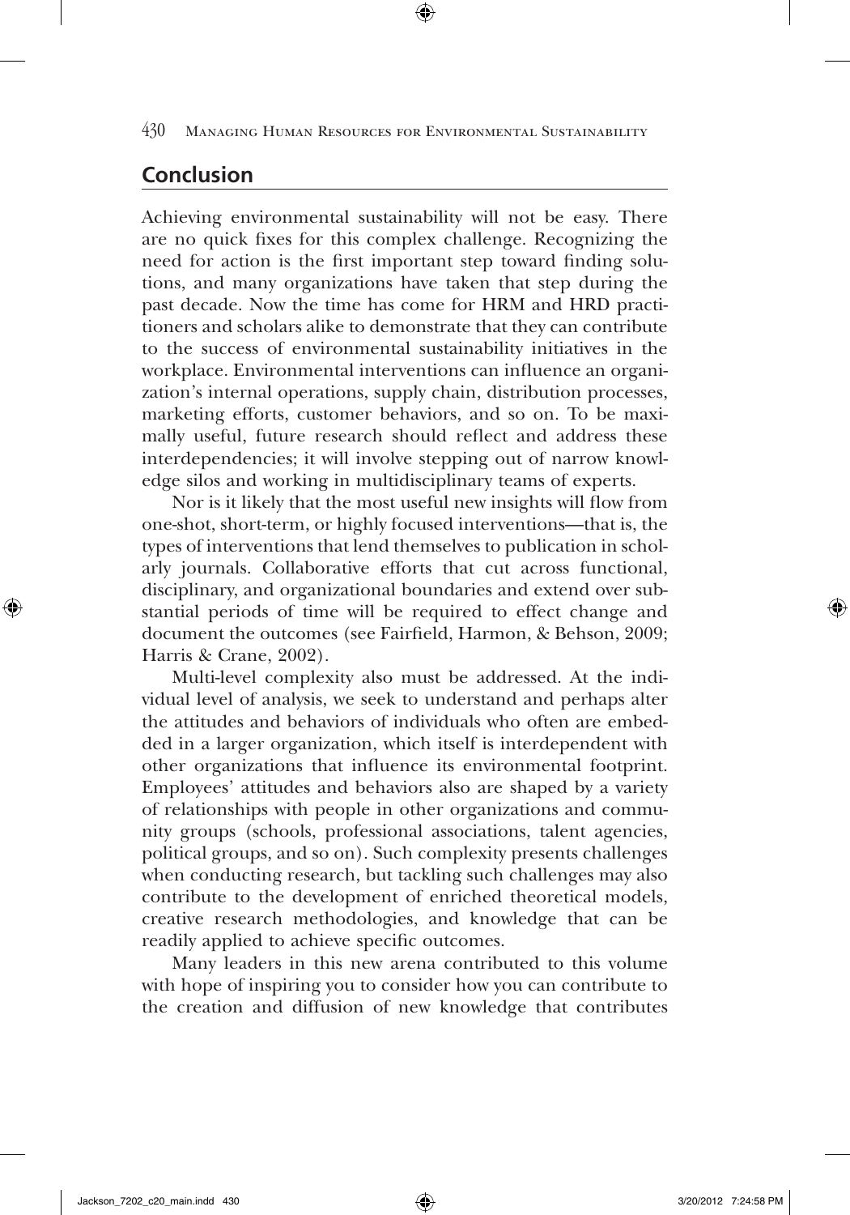## Conclusion

Achieving environmental sustainability will not be easy. There are no quick fixes for this complex challenge. Recognizing the need for action is the first important step toward finding solutions, and many organizations have taken that step during the past decade. Now the time has come for HRM and HRD practitioners and scholars alike to demonstrate that they can contribute to the success of environmental sustainability initiatives in the workplace. Environmental interventions can influence an organization's internal operations, supply chain, distribution processes, marketing efforts, customer behaviors, and so on. To be maximally useful, future research should reflect and address these interdependencies; it will involve stepping out of narrow knowledge silos and working in multidisciplinary teams of experts.

Nor is it likely that the most useful new insights will flow from one-shot, short-term, or highly focused interventions—that is, the types of interventions that lend themselves to publication in scholarly journals. Collaborative efforts that cut across functional, disciplinary, and organizational boundaries and extend over substantial periods of time will be required to effect change and document the outcomes (see Fairfield, Harmon, & Behson, 2009; Harris & Crane, 2002).

Multi-level complexity also must be addressed. At the individual level of analysis, we seek to understand and perhaps alter the attitudes and behaviors of individuals who often are embedded in a larger organization, which itself is interdependent with other organizations that influence its environmental footprint. Employees' attitudes and behaviors also are shaped by a variety of relationships with people in other organizations and community groups (schools, professional associations, talent agencies, political groups, and so on). Such complexity presents challenges when conducting research, but tackling such challenges may also contribute to the development of enriched theoretical models, creative research methodologies, and knowledge that can be readily applied to achieve specific outcomes.

Many leaders in this new arena contributed to this volume with hope of inspiring you to consider how you can contribute to the creation and diffusion of new knowledge that contributes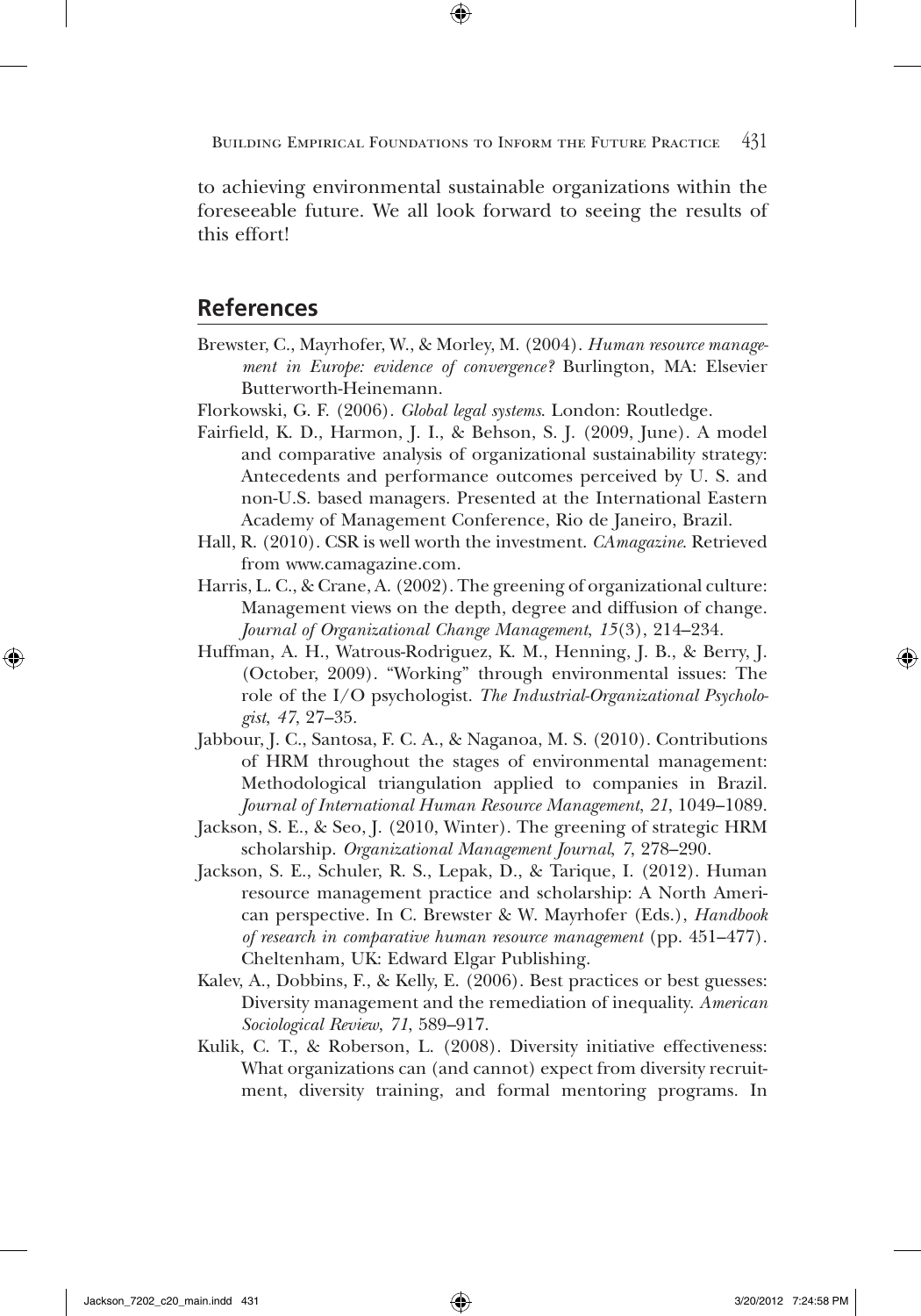to achieving environmental sustainable organizations within the foreseeable future. We all look forward to seeing the results of this effort!

## References

Brewster, C., Mayrhofer, W., & Morley, M. (2004). *Human resource management in Europe: evidence of convergence?* Burlington, MA: Elsevier Butterworth-Heinemann.

Florkowski, G. F. (2006). *Global legal systems*. London: Routledge.

Fairfield, K. D., Harmon, J. I., & Behson, S. J. (2009, June). A model and comparative analysis of organizational sustainability strategy: Antecedents and performance outcomes perceived by U. S. and non-U.S. based managers. Presented at the International Eastern Academy of Management Conference, Rio de Janeiro, Brazil.

Hall, R. (2010). CSR is well worth the investment. *CAmagazine*. Retrieved from www.camagazine.com.

Harris, L. C., & Crane, A. (2002). The greening of organizational culture: Management views on the depth, degree and diffusion of change. *Journal of Organizational Change Management*, *15*(3), 214–234.

Huffman, A. H., Watrous-Rodriguez, K. M., Henning, J. B., & Berry, J. (October, 2009). "Working" through environmental issues: The role of the I/O psychologist. *The Industrial-Organizational Psychologist*, *47*, 27–35.

Jabbour, J. C., Santosa, F. C. A., & Naganoa, M. S. (2010). Contributions of HRM throughout the stages of environmental management: Methodological triangulation applied to companies in Brazil. *Journal of International Human Resource Management*, *21*, 1049–1089.

Jackson, S. E., & Seo, J. (2010, Winter). The greening of strategic HRM scholarship. *Organizational Management Journal*, *7*, 278–290.

Jackson, S. E., Schuler, R. S., Lepak, D., & Tarique, I. (2012). Human resource management practice and scholarship: A North American perspective. In C. Brewster & W. Mayrhofer (Eds.), *Handbook of research in comparative human resource management* (pp. 451–477). Cheltenham, UK: Edward Elgar Publishing.

Kalev, A., Dobbins, F., & Kelly, E. (2006). Best practices or best guesses: Diversity management and the remediation of inequality. *American Sociological Review*, *71*, 589–917.

Kulik, C. T., & Roberson, L. (2008). Diversity initiative effectiveness: What organizations can (and cannot) expect from diversity recruitment, diversity training, and formal mentoring programs. In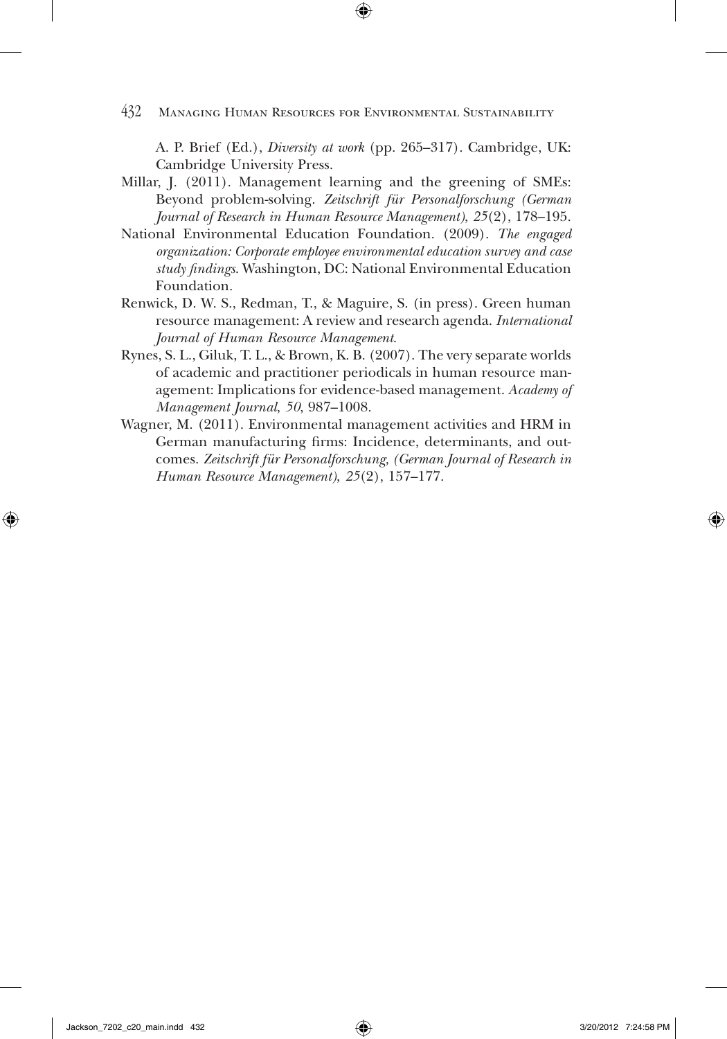A. P. Brief (Ed.), *Diversity at work* (pp. 265–317). Cambridge, UK: Cambridge University Press.

Millar, J. (2011). Management learning and the greening of SMEs: Beyond problem-solving. *Zeitschrift für Personalforschung (German Journal of Research in Human Resource Management)*, *25*(2), 178–195.

National Environmental Education Foundation. (2009). *The engaged organization: Corporate employee environmental education survey and case study findings*. Washington, DC: National Environmental Education Foundation.

Renwick, D. W. S., Redman, T., & Maguire, S. (in press). Green human resource management: A review and research agenda. *International Journal of Human Resource Management*.

Rynes, S. L., Giluk, T. L., & Brown, K. B. (2007). The very separate worlds of academic and practitioner periodicals in human resource management: Implications for evidence-based management. *Academy of Management Journal*, *50*, 987–1008.

Wagner, M. (2011). Environmental management activities and HRM in German manufacturing firms: Incidence, determinants, and outcomes. *Zeitschrift für Personalforschung, (German Journal of Research in Human Resource Management)*, *25*(2), 157–177.